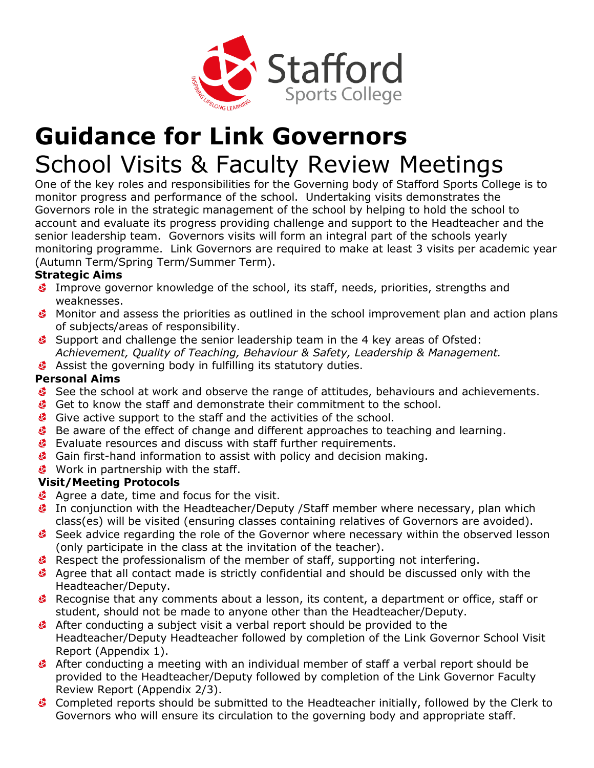# Guidance for Link Governors

## School Visits & Faculty Review Meetings

One of the key roles and responsibilities for the Governing body of Stafford Sports College is to monitor progress and performance of the school. Undertaking visits demonstrates the Governors role in the strategic management of the school by helping to hold the school to account and evaluate its progress providing challenge and support to the Headteacher and the senior leadership team. Governors visits will form an integral part of the schools yearly monitoring programme. Link Governors are required to make at least 3 visits per academic year (Autumn Term/Spring Term/Summer Term).

**Strategic Aims**

- Improve governor knowledge of the school, its staff, needs, priorities, strengths and weaknesses.
- Monitor and assess the priorities as outlined in the school improvement plan and action plans of subjects/areas of responsibility.
- Support and challenge the senior leadership team in the 4 key areas of Ofsted: *Achievement, Quality of Teaching, Behaviour & Safety, Leadership & Management.*
- Assist the governing body in fulfilling its statutory duties.

**Personal Aims**

- See the school at work and observe the range of attitudes, behaviours and achievements.
- Get to know the staff and demonstrate their commitment to the school.
- Give active support to the staff and the activities of the school.
- Be aware of the effect of change and different approaches to teaching and learning.
- Evaluate resources and discuss with staff further requirements.
- Gain first-hand information to assist with policy and decision making.
- Work in partnership with the staff.

**Visit/Meeting Protocols**

- Agree a date, time and focus for the visit.
- In conjunction with the Headteacher/Deputy /Staff member where necessary, plan which class(es) will be visited (ensuring classes containing relatives of Governors are avoided).
- Seek advice regarding the role of the Governor where necessary within the observed lesson (only participate in the class at the invitation of the teacher).
- Respect the professionalism of the member of staff, supporting not interfering.
- Agree that all contact made is strictly confidential and should be discussed only with the Headteacher/Deputy.
- Recognise that any comments about a lesson, its content, a department or office, staff or student, should not be made to anyone other than the Headteacher/Deputy.
- After conducting a subject visit a verbal report should be provided to the Headteacher/Deputy Headteacher followed by completion of the Link Governor School Visit Report (Appendix 1).
- After conducting a meeting with an individual member of staff a verbal report should be provided to the Headteacher/Deputy followed by completion of the Link Governor Faculty Review Report (Appendix 2/3).
- Completed reports should be submitted to the Headteacher initially, followed by the Clerk to Governors who will ensure its circulation to the governing body and appropriate staff.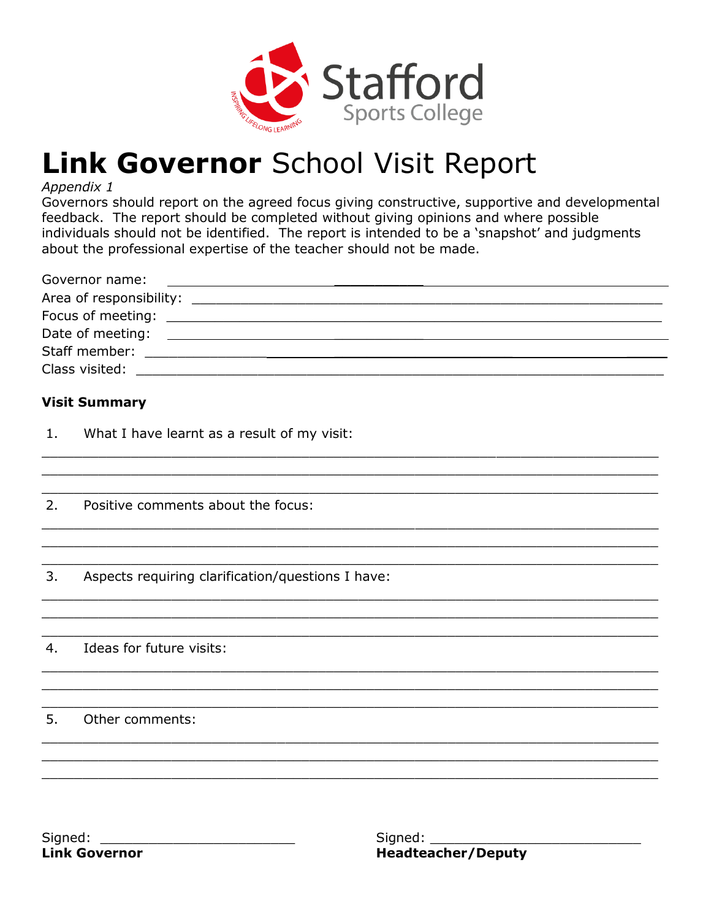Stafford Sports College

INSPIRING LIFELONG LEARNING

# **Link Governor** School Visit Report

*Appendix 1*

Governors should report on the agreed focus giving constructive, supportive and developmental feedback. The report should be completed without giving opinions and where possible individuals should not be identified. The report is intended to be a 'snapshot' and judgments about the professional expertise of the teacher should not be made.

Governor name: ______________________________

Area of responsibility: ______________________________

Focus of meeting: ______________________________

Date of meeting: ______________________________

Staff member: ______________________________

Class visited: ______________________________

**Visit Summary**

1. What I have learnt as a result of my visit:

______________________________________________________________________

______________________________________________________________________

______________________________________________________________________

2. Positive comments about the focus:

______________________________________________________________________

______________________________________________________________________

______________________________________________________________________

3. Aspects requiring clarification/questions I have:

______________________________________________________________________

______________________________________________________________________

______________________________________________________________________

4. Ideas for future visits:

______________________________________________________________________

______________________________________________________________________

______________________________________________________________________

5. Other comments:

______________________________________________________________________

______________________________________________________________________

______________________________________________________________________

Signed: ________________________
**Link Governor**

Signed: ________________________
**Headteacher/Deputy**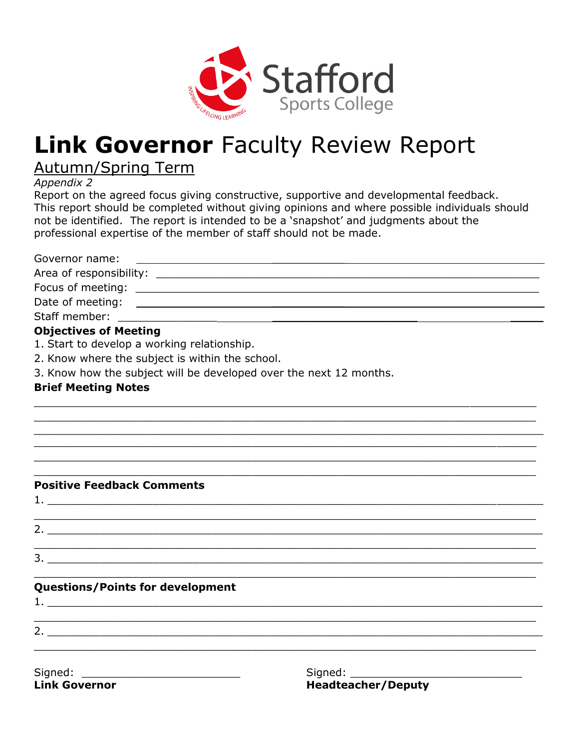Stafford
Sports College
INSPIRING LIFELONG LEARNING

# **Link Governor** Faculty Review Report

## Autumn/Spring Term

*Appendix 2*

Report on the agreed focus giving constructive, supportive and developmental feedback. This report should be completed without giving opinions and where possible individuals should not be identified. The report is intended to be a 'snapshot' and judgments about the professional expertise of the member of staff should not be made.

Governor name: ______________________________

Area of responsibility: ______________________________

Focus of meeting: ______________________________

Date of meeting: ______________________________

Staff member: ______________________________

**Objectives of Meeting**

1. Start to develop a working relationship.
2. Know where the subject is within the school.
3. Know how the subject will be developed over the next 12 months.

**Brief Meeting Notes**

______________________________

______________________________

______________________________

______________________________

______________________________

______________________________

**Positive Feedback Comments**

1. ______________________________
______________________________
2. ______________________________
______________________________
3. ______________________________
______________________________

**Questions/Points for development**

1. ______________________________
______________________________
2. ______________________________
______________________________

Signed: ______________________
**Link Governor**

Signed: ______________________
**Headteacher/Deputy**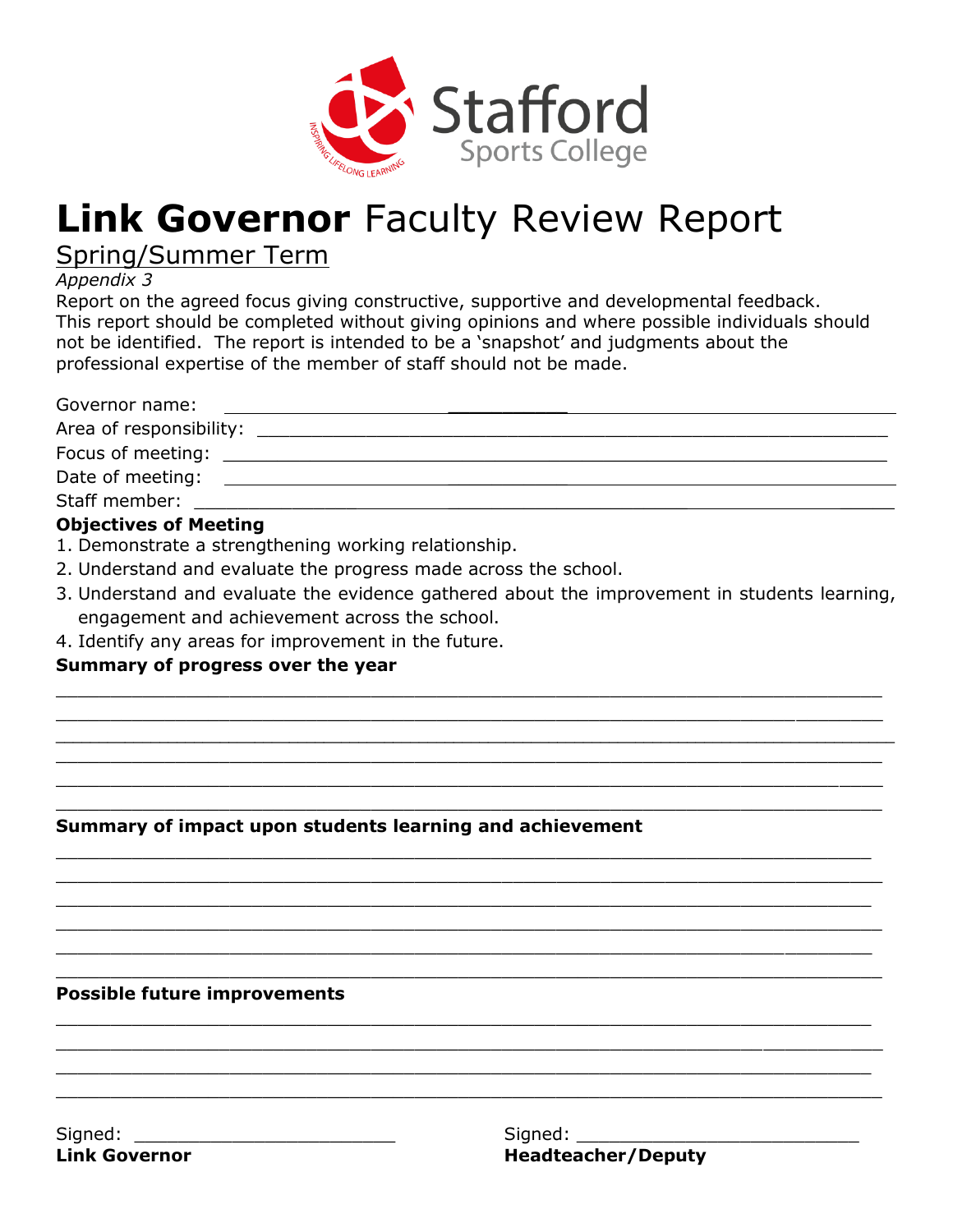Stafford Sports College

INSPIRING LIFELONG LEARNING

# **Link Governor** Faculty Review Report

## Spring/Summer Term

*Appendix 3*

Report on the agreed focus giving constructive, supportive and developmental feedback. This report should be completed without giving opinions and where possible individuals should not be identified. The report is intended to be a 'snapshot' and judgments about the professional expertise of the member of staff should not be made.

Governor name: ______________________________________________

Area of responsibility: ______________________________________________

Focus of meeting: ______________________________________________

Date of meeting: ______________________________________________

Staff member: ______________________________________________

**Objectives of Meeting**

1. Demonstrate a strengthening working relationship.
2. Understand and evaluate the progress made across the school.
3. Understand and evaluate the evidence gathered about the improvement in students learning, engagement and achievement across the school.
4. Identify any areas for improvement in the future.

**Summary of progress over the year**

______________________________________________________________________________

______________________________________________________________________________

______________________________________________________________________________

______________________________________________________________________________

______________________________________________________________________________

______________________________________________________________________________

**Summary of impact upon students learning and achievement**

______________________________________________________________________________

______________________________________________________________________________

______________________________________________________________________________

______________________________________________________________________________

______________________________________________________________________________

______________________________________________________________________________

**Possible future improvements**

______________________________________________________________________________

______________________________________________________________________________

______________________________________________________________________________

______________________________________________________________________________

Signed: ________________________
**Link Governor**

Signed: ________________________
**Headteacher/Deputy**